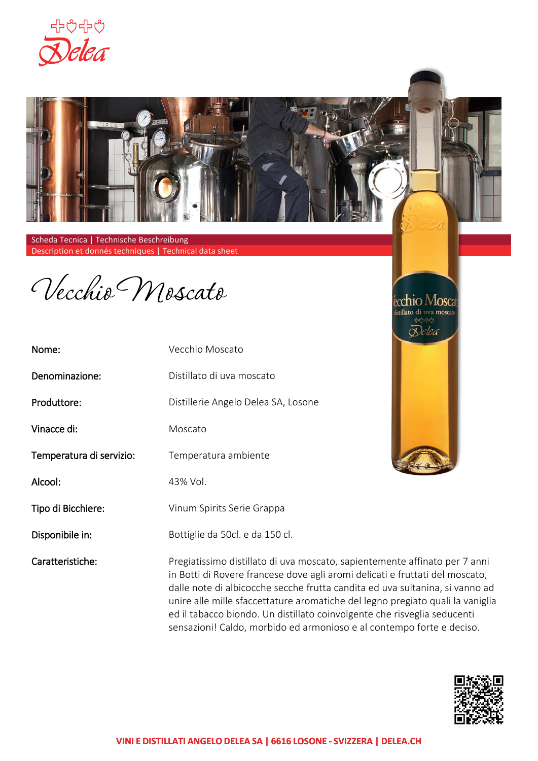Scheda Tecnica | Technische Beschreibung
Description et donnés techniques | Technical data sheet

# Vecchio Moscato

| | |
|---|---|
| Nome: | Vecchio Moscato |
| Denominazione: | Distillato di uva moscato |
| Produttore: | Distillerie Angelo Delea SA, Losone |
| Vinacce di: | Moscato |
| Temperatura di servizio: | Temperatura ambiente |
| Alcool: | 43% Vol. |
| Tipo di Bicchiere: | Vinum Spirits Serie Grappa |
| Disponibile in: | Bottiglie da 50cl. e da 150 cl. |
| Caratteristiche: | Pregiatissimo distillato di uva moscato, sapientemente affinato per 7 anni in Botti di Rovere francese dove agli aromi delicati e fruttati del moscato, dalle note di albicocche secche frutta candita ed uva sultanina, si vanno ad unire alle mille sfaccettature aromatiche del legno pregiato quali la vaniglia ed il tabacco biondo. Un distillato coinvolgente che risveglia seducenti sensazioni! Caldo, morbido ed armonioso e al contempo forte e deciso. |

VINI E DISTILLATI ANGELO DELEA SA | 6616 LOSONE - SVIZZERA | DELEA.CH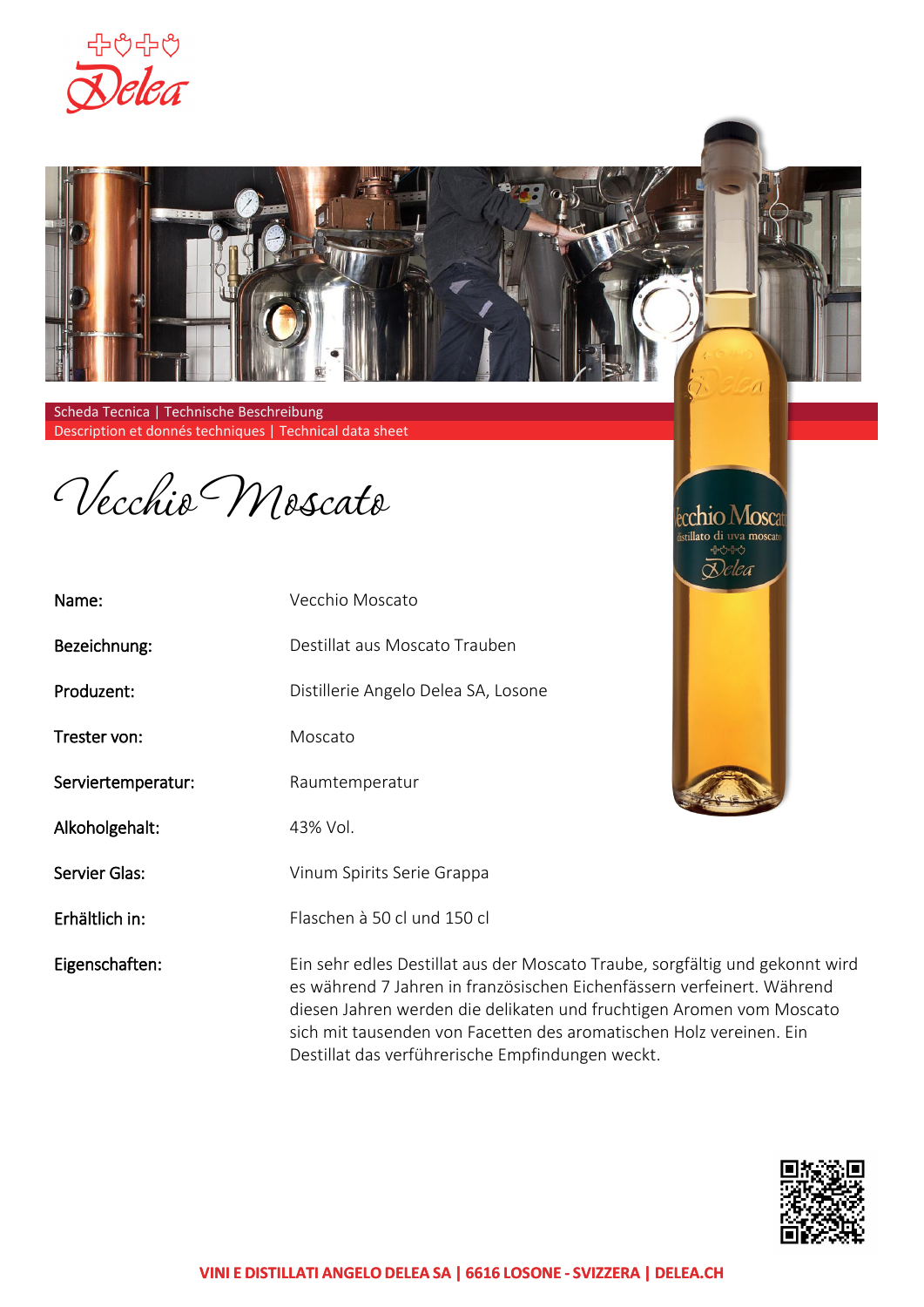Scheda Tecnica | Technische Beschreibung
Description et donnés techniques | Technical data sheet

# Vecchio Moscato

| | |
|---|---|
| Name: | Vecchio Moscato |
| Bezeichnung: | Destillat aus Moscato Trauben |
| Produzent: | Distillerie Angelo Delea SA, Losone |
| Trester von: | Moscato |
| Serviertemperatur: | Raumtemperatur |
| Alkoholgehalt: | 43% Vol. |
| Servier Glas: | Vinum Spirits Serie Grappa |
| Erhältlich in: | Flaschen à 50 cl und 150 cl |
| Eigenschaften: | Ein sehr edles Destillat aus der Moscato Traube, sorgfältig und gekonnt wird es während 7 Jahren in französischen Eichenfässern verfeinert. Während diesen Jahren werden die delikaten und fruchtigen Aromen vom Moscato sich mit tausenden von Facetten des aromatischen Holz vereinen. Ein Destillat das verführerische Empfindungen weckt. |

VINI E DISTILLATI ANGELO DELEA SA | 6616 LOSONE - SVIZZERA | DELEA.CH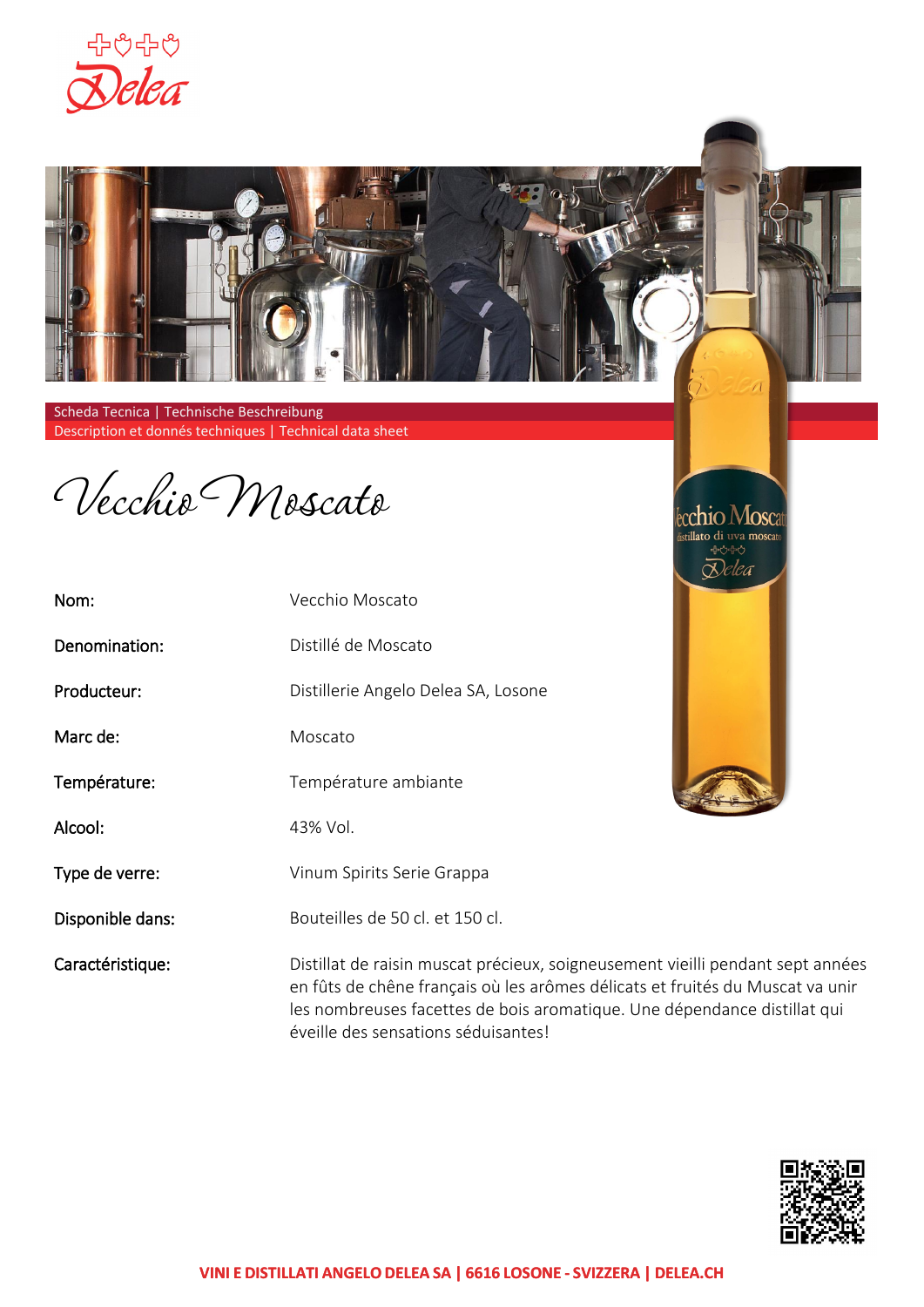Scheda Tecnica | Technische Beschreibung
Description et donnés techniques | Technical data sheet

# Vecchio Moscato

| | |
|---|---|
| Nom: | Vecchio Moscato |
| Denomination: | Distillé de Moscato |
| Producteur: | Distillerie Angelo Delea SA, Losone |
| Marc de: | Moscato |
| Température: | Température ambiante |
| Alcool: | 43% Vol. |
| Type de verre: | Vinum Spirits Serie Grappa |
| Disponible dans: | Bouteilles de 50 cl. et 150 cl. |
| Caractéristique: | Distillat de raisin muscat précieux, soigneusement vieilli pendant sept années en fûts de chêne français où les arômes délicats et fruités du Muscat va unir les nombreuses facettes de bois aromatique. Une dépendance distillat qui éveille des sensations séduisantes! |

VINI E DISTILLATI ANGELO DELEA SA | 6616 LOSONE - SVIZZERA | DELEA.CH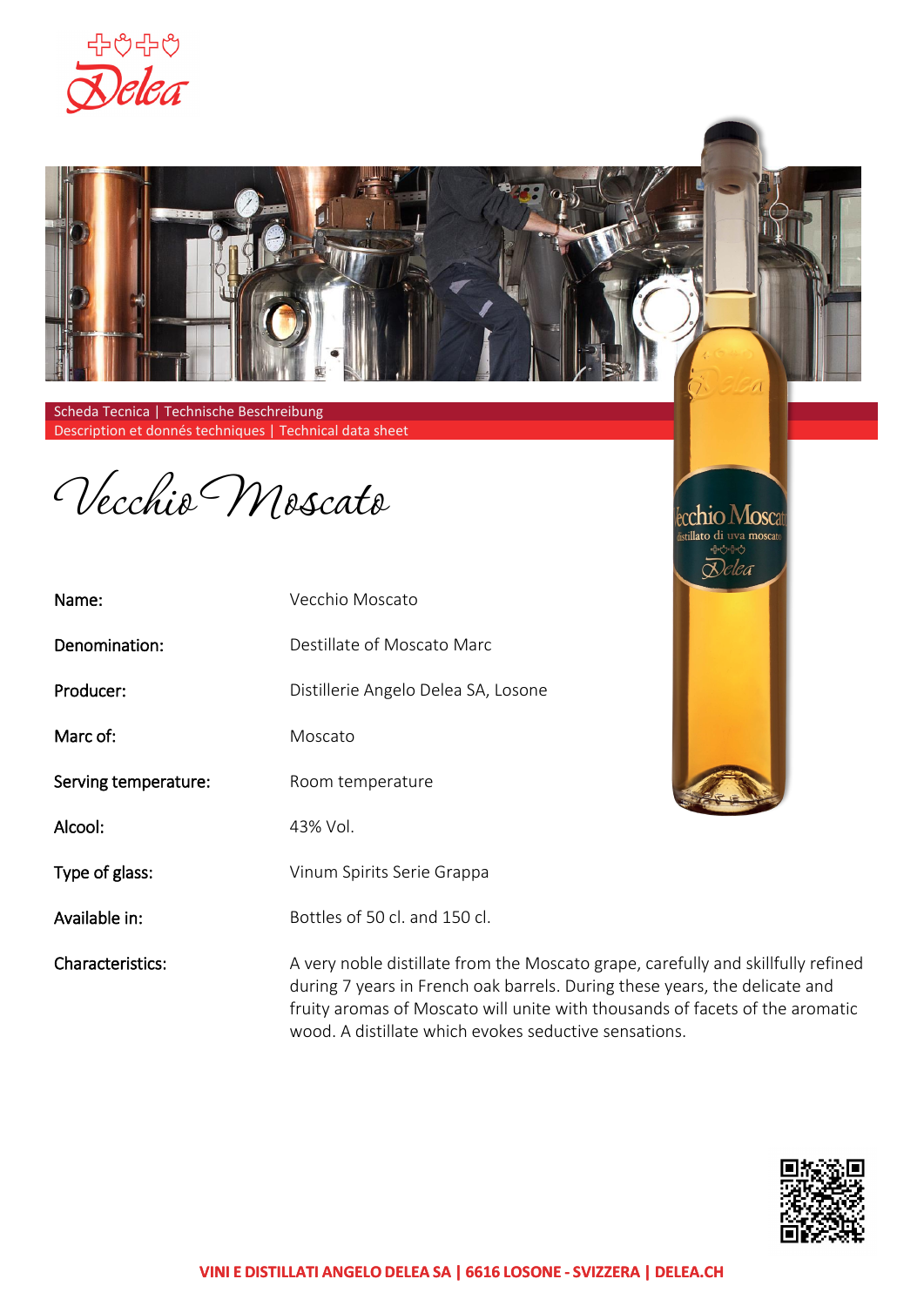Scheda Tecnica | Technische Beschreibung
Description et donnés techniques | Technical data sheet

# Vecchio Moscato

| | |
|---|---|
| Name: | Vecchio Moscato |
| Denomination: | Destillate of Moscato Marc |
| Producer: | Distillerie Angelo Delea SA, Losone |
| Marc of: | Moscato |
| Serving temperature: | Room temperature |
| Alcool: | 43% Vol. |
| Type of glass: | Vinum Spirits Serie Grappa |
| Available in: | Bottles of 50 cl. and 150 cl. |
| Characteristics: | A very noble distillate from the Moscato grape, carefully and skillfully refined during 7 years in French oak barrels. During these years, the delicate and fruity aromas of Moscato will unite with thousands of facets of the aromatic wood. A distillate which evokes seductive sensations. |

**VINI E DISTILLATI ANGELO DELEA SA | 6616 LOSONE - SVIZZERA | DELEA.CH**